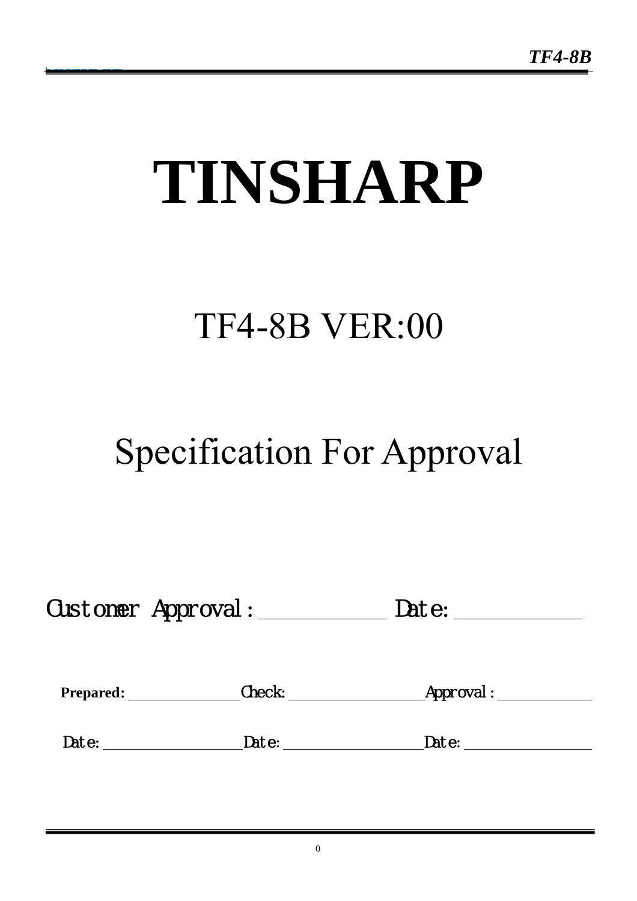# TINSHARP

## TF4-8B VER:00

## Specification For Approval

Customer Approval: ____________ Date: ____________

**Prepared:** ____________ Check: ____________ Approval: ____________

Date: ____________ Date: ____________ Date: ____________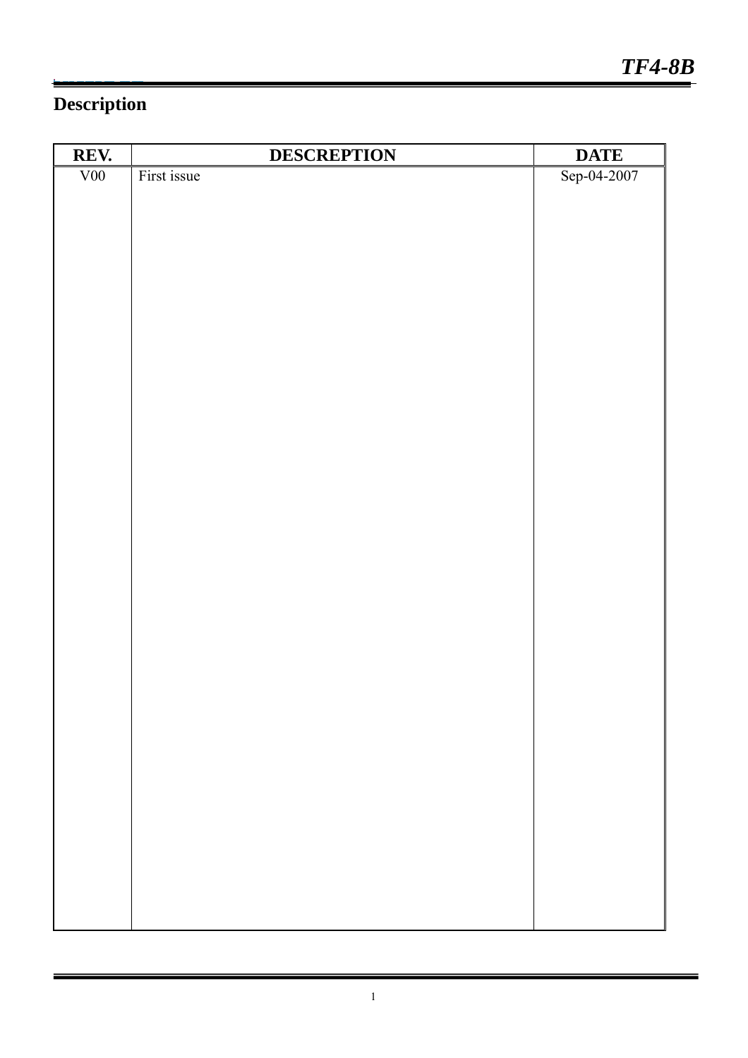# Description

| REV. | DESCREPTION | DATE |
|---|---|---|
| V00 | First issue | Sep-04-2007 |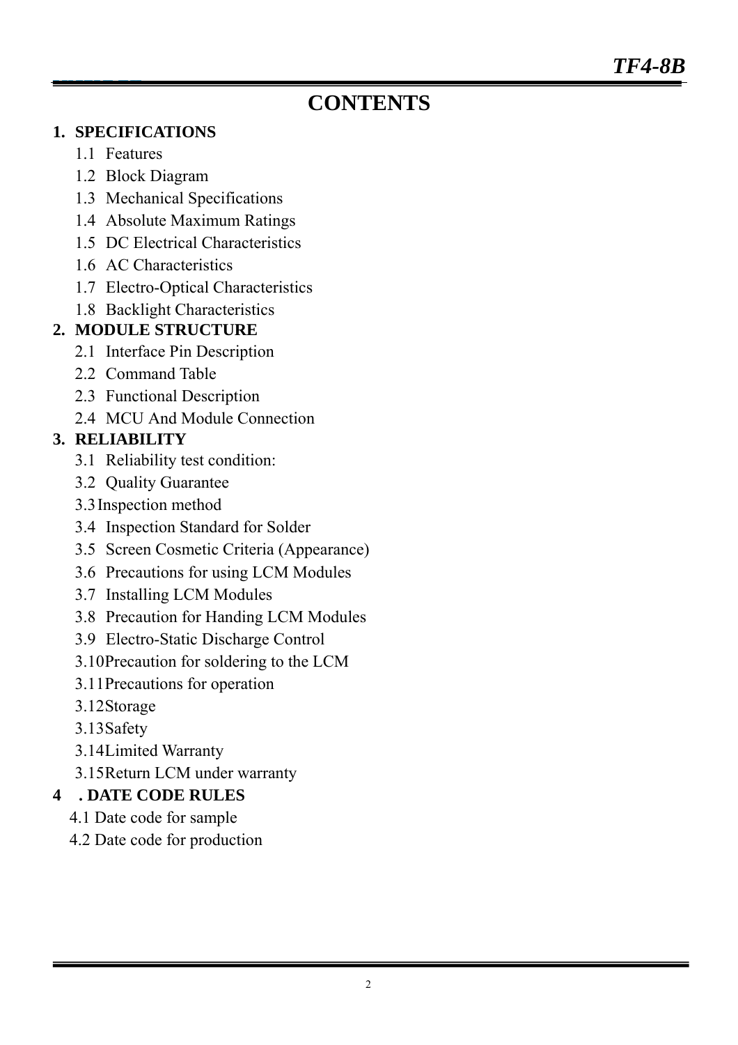# CONTENTS

**1. SPECIFICATIONS**

- 1.1 Features
- 1.2 Block Diagram
- 1.3 Mechanical Specifications
- 1.4 Absolute Maximum Ratings
- 1.5 DC Electrical Characteristics
- 1.6 AC Characteristics
- 1.7 Electro-Optical Characteristics
- 1.8 Backlight Characteristics

**2. MODULE STRUCTURE**

- 2.1 Interface Pin Description
- 2.2 Command Table
- 2.3 Functional Description
- 2.4 MCU And Module Connection

**3. RELIABILITY**

- 3.1 Reliability test condition:
- 3.2 Quality Guarantee
- 3.3 Inspection method
- 3.4 Inspection Standard for Solder
- 3.5 Screen Cosmetic Criteria (Appearance)
- 3.6 Precautions for using LCM Modules
- 3.7 Installing LCM Modules
- 3.8 Precaution for Handing LCM Modules
- 3.9 Electro-Static Discharge Control
- 3.10 Precaution for soldering to the LCM
- 3.11 Precautions for operation
- 3.12 Storage
- 3.13 Safety
- 3.14 Limited Warranty
- 3.15 Return LCM under warranty

**4 . DATE CODE RULES**

- 4.1 Date code for sample
- 4.2 Date code for production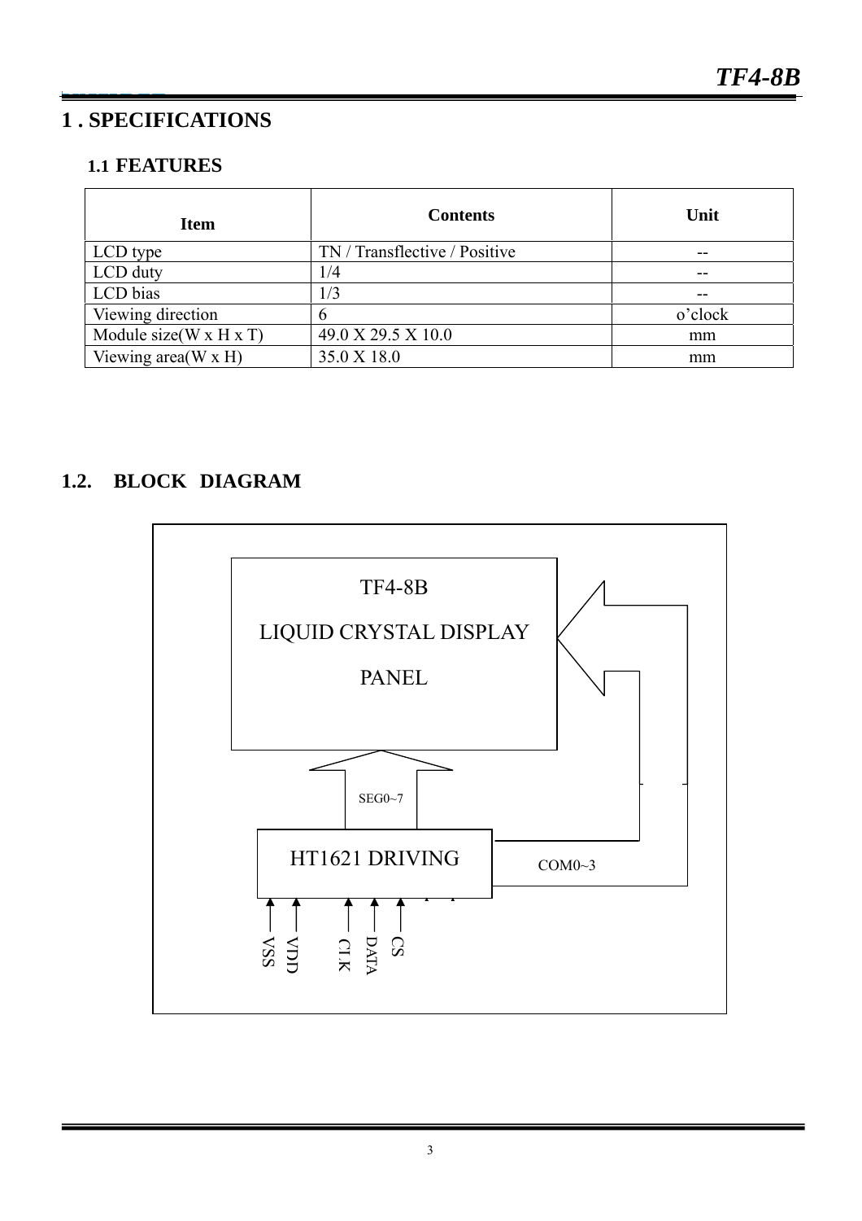# 1 . SPECIFICATIONS

## 1.1 FEATURES

| Item | Contents | Unit |
|---|---|---|
| LCD type | TN / Transflective / Positive | -- |
| LCD duty | 1/4 | -- |
| LCD bias | 1/3 | -- |
| Viewing direction | 6 | o'clock |
| Module size(W x H x T) | 49.0 X 29.5 X 10.0 | mm |
| Viewing area(W x H) | 35.0 X 18.0 | mm |

## 1.2. BLOCK DIAGRAM

TF4-8B

LIQUID CRYSTAL DISPLAY

PANEL

SEG0~7

HT1621 DRIVING

COM0~3

VSS VDD CLK DATA CS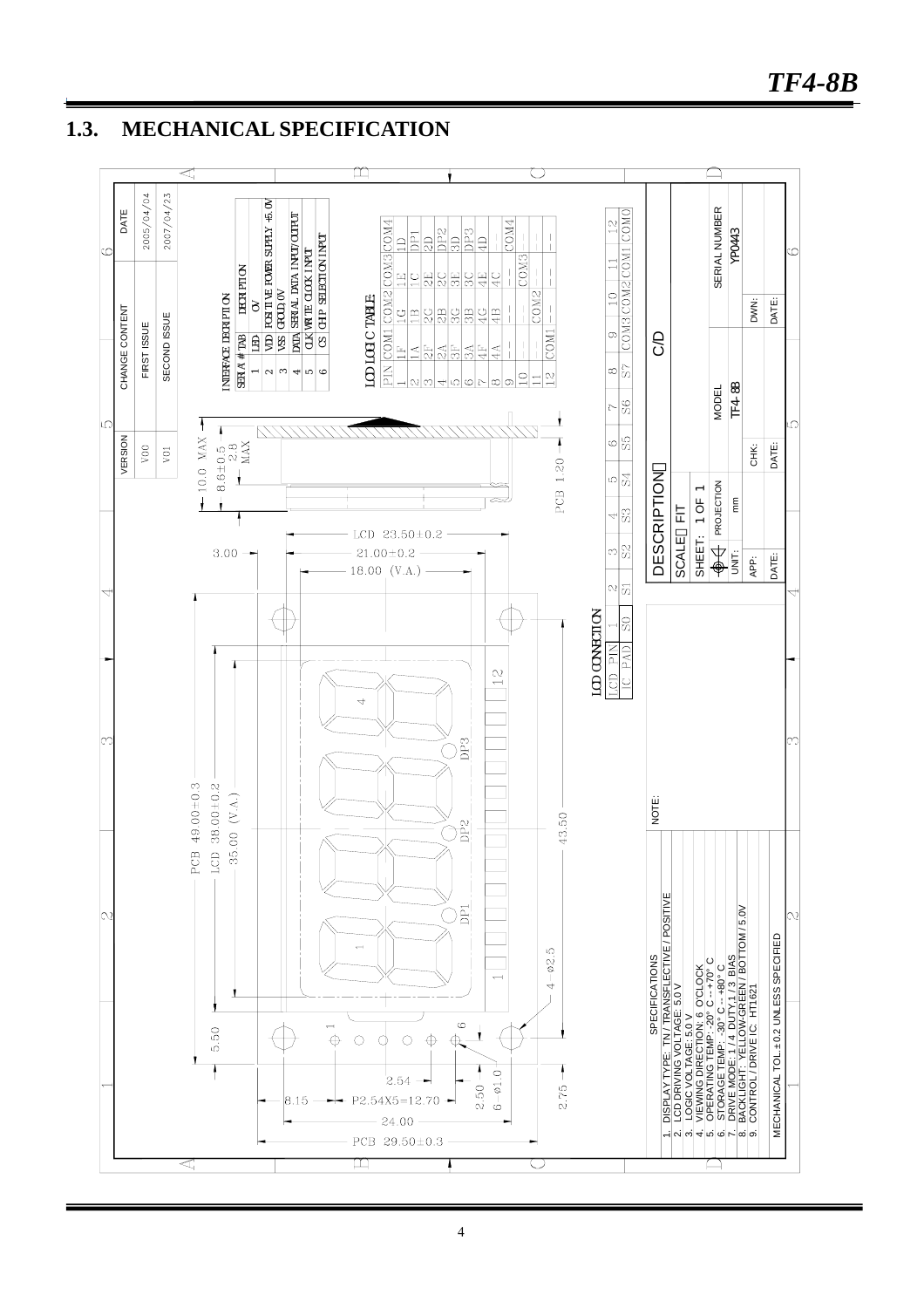## 1.3. MECHANICAL SPECIFICATION

| VERSION | CHANGE CONTENT | DATE |
|---|---|---|
| V00 | FIRST ISSUE | 2005/04/04 |
| V01 | SECOND ISSUE | 2007/04/23 |

INTERFACE DESCRIPTION

| SERIAL # TAB | LED | DESCRIPTION |
|---|---|---|
| 1 | LED | 0V |
| 2 | VDD | POSITIVE POWER SUPPLY +5.0V |
| 3 | VSS | GROUND, 0V |
| 4 | DATA | SERIAL DATA INPUT/OUTPUT |
| 5 | CLK | WRITE CLOCK INPUT |
| 6 | CS | CHIP SELECTION INPUT |

LCD LOGIC TABLE:

| PIN | COM1 | COM2 | COM3 | COM4 |
|---|---|---|---|---|
| 1 | 1F | 1G | 1E | 1D |
| 2 | 1A | 1B | 1C | DP1 |
| 3 | 2F | 2G | 2E | 2D |
| 4 | 2A | 2B | 2C | DP2 |
| 5 | 3F | 3G | 3E | 3D |
| 6 | 3A | 3B | 3C | DP3 |
| 7 | 4F | 4G | 4E | 4D |
| 8 | 4A | 4B | 4C | -- |
| 9 | -- | -- | -- | COM4 |
| 10 | -- | -- | COM3 | -- |
| 11 | -- | COM2 | -- | -- |
| 12 | COM1 | -- | -- | -- |

LCD CONNECTION

| LCD PIN | 1 | 2 | 3 | 4 | 5 | 6 | 7 | 8 | 9 | 10 | 11 | 12 |
|---|---|---|---|---|---|---|---|---|---|---|---|---|
| IC PAD | S0 | S1 | S2 | S3 | S4 | S5 | S6 | S7 | COM3 | COM2 | COM1 | COM0 |

Dimensions: 10.0 MAX; 8.6±0.5; 2.8 MAX; PCB 1.20; LCD 23.50±0.2; 21.00±0.2; 18.00 (V.A.); 3.00; PCB 49.00±0.3; LCD 38.00±0.2; 35.00 (V.A.); 43.50; 4 - ø2.5; 5.50; 2.54; 2.50; 6 - ø1.0; 2.75; 8.15; P2.54X5=12.70; 24.00; PCB 29.50±0.3

SPECIFICATIONS

1. DISPLAY TYPE: TN / TRANSFLECTIVE / POSITIVE
2. LCD DRIVING VOLTAGE: 5.0 V
3. LOGIC VOLTAGE: 5.0 V
4. VIEWING DIRECTION: 6 O'CLOCK
5. OPERATING TEMP: -20° C -- +70° C
6. STORAGE TEMP: -30° C -- +80° C
7. DRIVE MODE: 1 / 4 DUTY,1 / 3 BIAS
8. BACKLIGHT: YELLOW-GREEN / BOTTOM / 5.0V
9. CONTROL / DRIVE IC: HT1621

MECHANICAL TOL.±0.2 UNLESS SPECIFIED

NOTE:

| DESCRIPTION | C/D |
|---|---|
| SCALE FIT | |
| SHEET: 1 OF 1 | MODEL: TF4-8B |
| PROJECTION / UNIT: mm | SERIAL NUMBER: YP0443 |
| APP: / DATE: | CHK: / DATE: | DWN: / DATE: |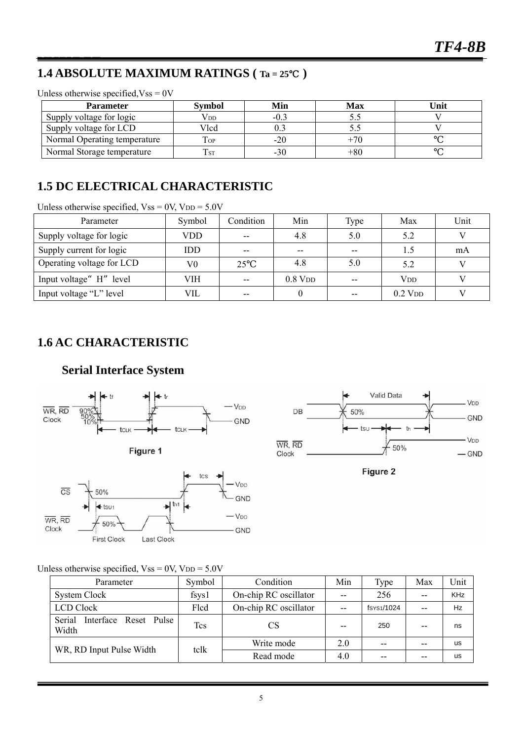## 1.4 ABSOLUTE MAXIMUM RATINGS ( Ta = 25℃ )

Unless otherwise specified,Vss = 0V

| Parameter | Symbol | Min | Max | Unit |
|---|---|---|---|---|
| Supply voltage for logic | $V_{DD}$ | -0.3 | 5.5 | V |
| Supply voltage for LCD | Vlcd | 0.3 | 5.5 | V |
| Normal Operating temperature | $T_{OP}$ | -20 | +70 | ℃ |
| Normal Storage temperature | $T_{ST}$ | -30 | +80 | ℃ |

## 1.5 DC ELECTRICAL CHARACTERISTIC

Unless otherwise specified, Vss = 0V, $V_{DD}$ = 5.0V

| Parameter | Symbol | Condition | Min | Type | Max | Unit |
|---|---|---|---|---|---|---|
| Supply voltage for logic | VDD | -- | 4.8 | 5.0 | 5.2 | V |
| Supply current for logic | IDD | -- | -- | -- | 1.5 | mA |
| Operating voltage for LCD | V0 | 25℃ | 4.8 | 5.0 | 5.2 | V |
| Input voltage"H"level | VIH | -- | 0.8 $V_{DD}$ | -- | $V_{DD}$ | V |
| Input voltage "L" level | VIL | -- | 0 | -- | 0.2 $V_{DD}$ | V |

## 1.6 AC CHARACTERISTIC

### Serial Interface System

Figure 1

Figure 2

Unless otherwise specified, Vss = 0V, $V_{DD}$ = 5.0V

| Parameter | Symbol | Condition | Min | Type | Max | Unit |
|---|---|---|---|---|---|---|
| System Clock | fsys1 | On-chip RC oscillator | -- | 256 | -- | KHz |
| LCD Clock | Flcd | On-chip RC oscillator | -- | $f_{SYS1}$/1024 | -- | Hz |
| Serial Interface Reset Pulse Width | Tcs | CS | -- | 250 | -- | ns |
| WR, RD Input Pulse Width | tclk | Write mode | 2.0 | -- | -- | us |
| | | Read mode | 4.0 | -- | -- | us |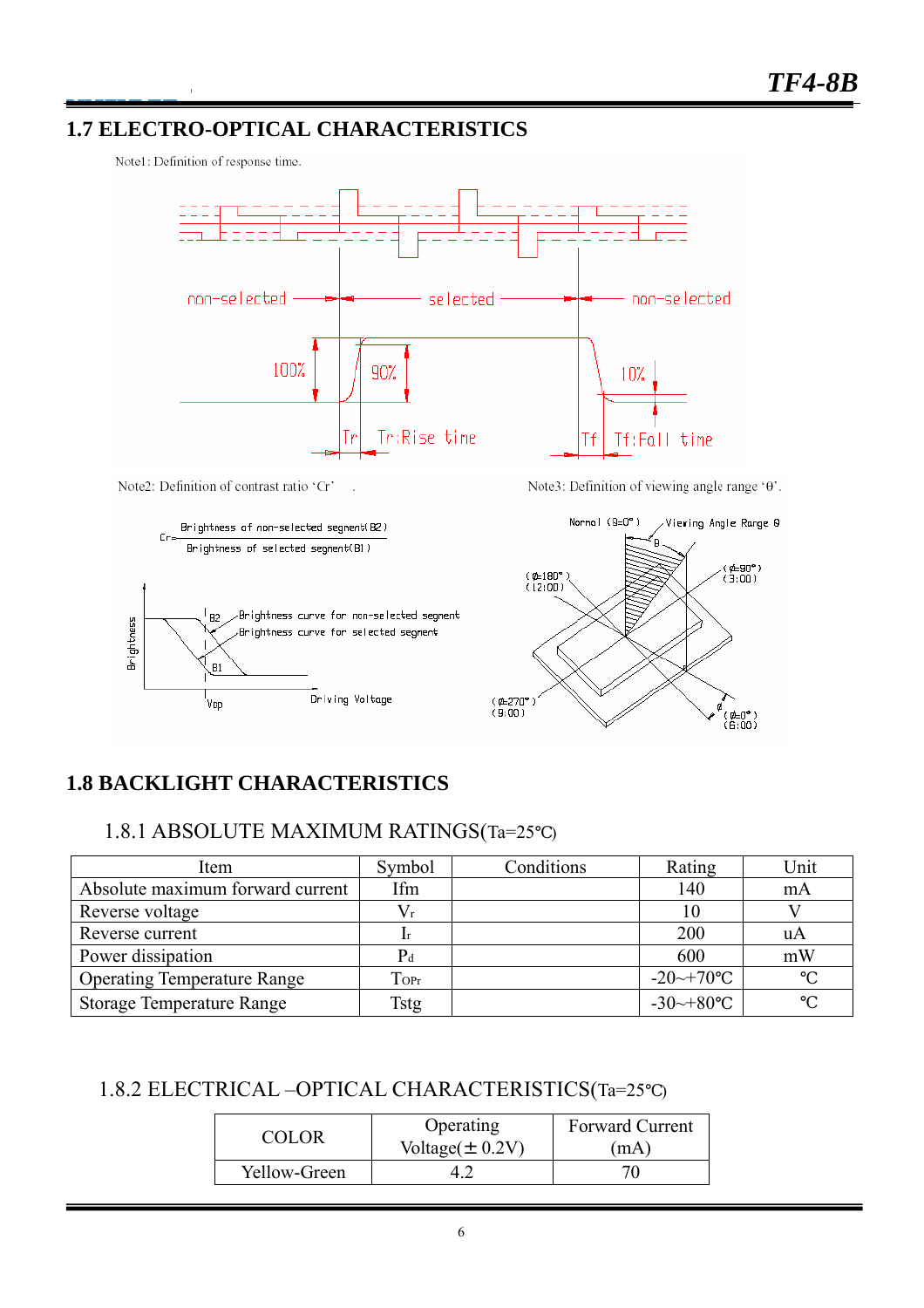## 1.7 ELECTRO-OPTICAL CHARACTERISTICS

Note1: Definition of response time.

non-selected selected non-selected

100% 90% 10%

Tr Tr:Rise time Tf Tf:Fall time

Note2: Definition of contrast ratio 'Cr'.

$$Cr = \frac{\text{Brightness of non-selected segment(B2)}}{\text{Brightness of selected segment(B1)}}$$

Brightness B2 B1 Brightness curve for non-selected segment Brightness curve for selected segment Vop Driving Voltage

Note3: Definition of viewing angle range 'θ'.

Normal (θ=0°) Viewing Angle Range θ (φ=180°) (12:00) (φ=90°) (3:00) (φ=270°) (9:00) (φ=0°) (6:00)

## 1.8 BACKLIGHT CHARACTERISTICS

### 1.8.1 ABSOLUTE MAXIMUM RATINGS(Ta=25℃)

| Item | Symbol | Conditions | Rating | Unit |
|---|---|---|---|---|
| Absolute maximum forward current | Ifm | | 140 | mA |
| Reverse voltage | $V_r$ | | 10 | V |
| Reverse current | $I_r$ | | 200 | uA |
| Power dissipation | $P_d$ | | 600 | mW |
| Operating Temperature Range | $T_{OPr}$ | | -20~+70℃ | ℃ |
| Storage Temperature Range | Tstg | | -30~+80℃ | ℃ |

### 1.8.2 ELECTRICAL –OPTICAL CHARACTERISTICS(Ta=25℃)

| COLOR | Operating Voltage(± 0.2V) | Forward Current (mA) |
|---|---|---|
| Yellow-Green | 4.2 | 70 |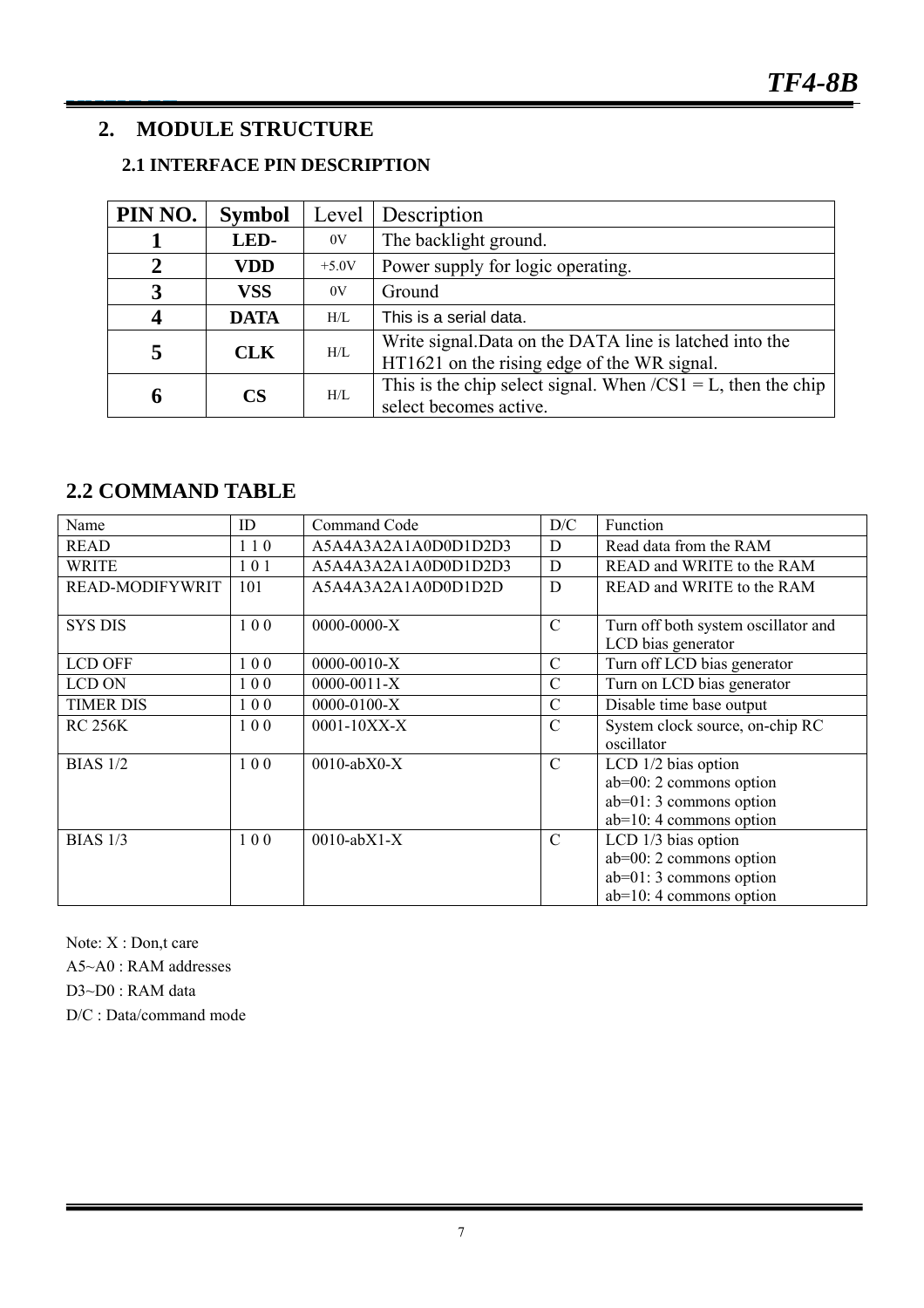## 2. MODULE STRUCTURE

### 2.1 INTERFACE PIN DESCRIPTION

| PIN NO. | Symbol | Level | Description |
|---|---|---|---|
| 1 | LED- | 0V | The backlight ground. |
| 2 | VDD | +5.0V | Power supply for logic operating. |
| 3 | VSS | 0V | Ground |
| 4 | DATA | H/L | This is a serial data. |
| 5 | CLK | H/L | Write signal.Data on the DATA line is latched into the HT1621 on the rising edge of the WR signal. |
| 6 | CS | H/L | This is the chip select signal. When /CS1 = L, then the chip select becomes active. |

## 2.2 COMMAND TABLE

| Name | ID | Command Code | D/C | Function |
|---|---|---|---|---|
| READ | 1 1 0 | A5A4A3A2A1A0D0D1D2D3 | D | Read data from the RAM |
| WRITE | 1 0 1 | A5A4A3A2A1A0D0D1D2D3 | D | READ and WRITE to the RAM |
| READ-MODIFYWRIT | 101 | A5A4A3A2A1A0D0D1D2D | D | READ and WRITE to the RAM |
| SYS DIS | 1 0 0 | 0000-0000-X | C | Turn off both system oscillator and LCD bias generator |
| LCD OFF | 1 0 0 | 0000-0010-X | C | Turn off LCD bias generator |
| LCD ON | 1 0 0 | 0000-0011-X | C | Turn on LCD bias generator |
| TIMER DIS | 1 0 0 | 0000-0100-X | C | Disable time base output |
| RC 256K | 1 0 0 | 0001-10XX-X | C | System clock source, on-chip RC oscillator |
| BIAS 1/2 | 1 0 0 | 0010-abX0-X | C | LCD 1/2 bias option<br>ab=00: 2 commons option<br>ab=01: 3 commons option<br>ab=10: 4 commons option |
| BIAS 1/3 | 1 0 0 | 0010-abX1-X | C | LCD 1/3 bias option<br>ab=00: 2 commons option<br>ab=01: 3 commons option<br>ab=10: 4 commons option |

Note: X : Don,t care

A5~A0 : RAM addresses

D3~D0 : RAM data

D/C : Data/command mode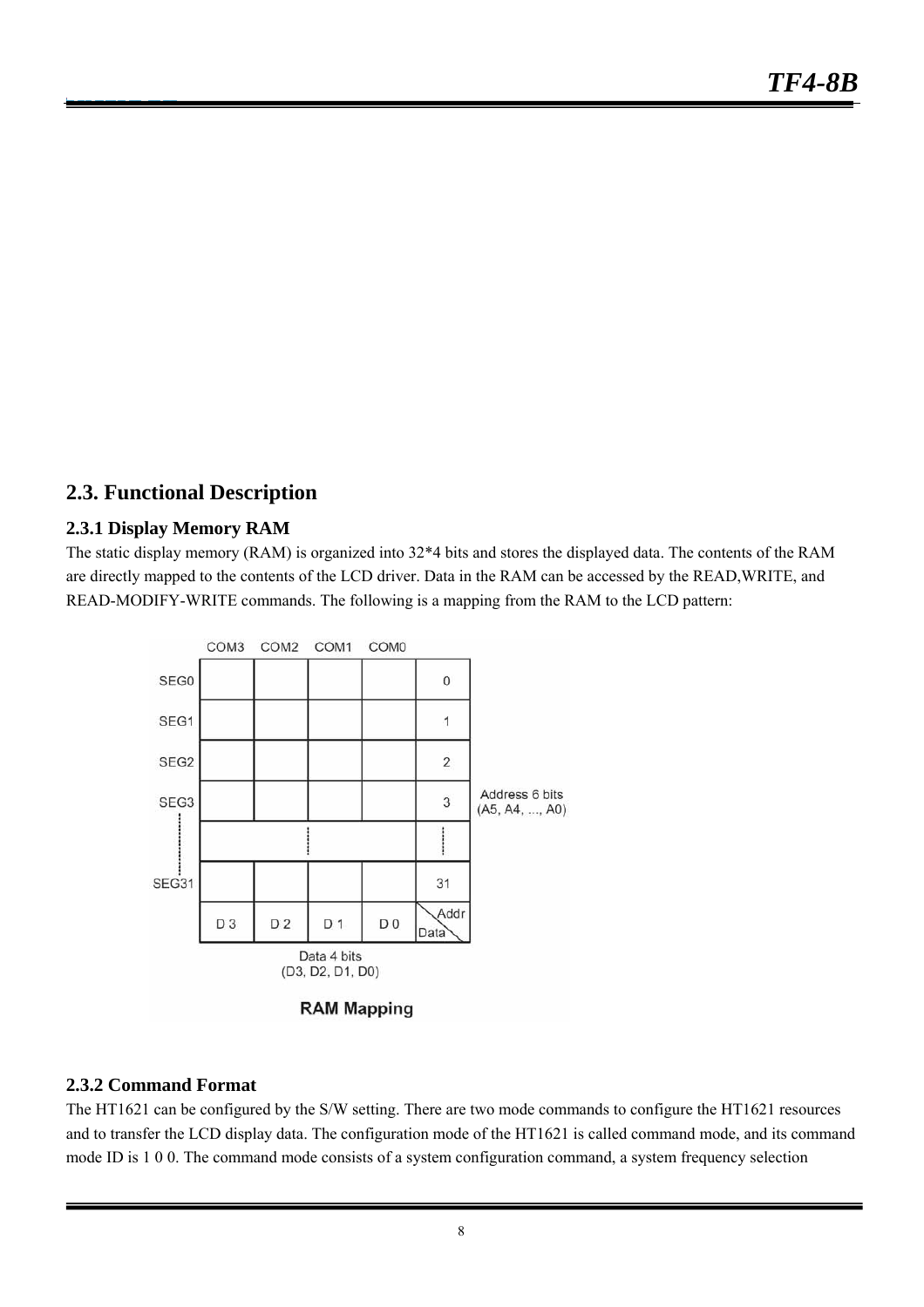## 2.3. Functional Description

### 2.3.1 Display Memory RAM

The static display memory (RAM) is organized into 32*4 bits and stores the displayed data. The contents of the RAM are directly mapped to the contents of the LCD driver. Data in the RAM can be accessed by the READ,WRITE, and READ-MODIFY-WRITE commands. The following is a mapping from the RAM to the LCD pattern:

|  | COM3 | COM2 | COM1 | COM0 |  |
|---|---|---|---|---|---|
| SEG0 |  |  |  |  | 0 |
| SEG1 |  |  |  |  | 1 |
| SEG2 |  |  |  |  | 2 |
| SEG3 |  |  |  |  | 3 |
| ⋮ |  |  |  |  | ⋮ |
| SEG31 |  |  |  |  | 31 |
|  | D 3 | D 2 | D 1 | D 0 | Addr / Data |

Address 6 bits (A5, A4, ..., A0)

Data 4 bits (D3, D2, D1, D0)

RAM Mapping

### 2.3.2 Command Format

The HT1621 can be configured by the S/W setting. There are two mode commands to configure the HT1621 resources and to transfer the LCD display data. The configuration mode of the HT1621 is called command mode, and its command mode ID is 1 0 0. The command mode consists of a system configuration command, a system frequency selection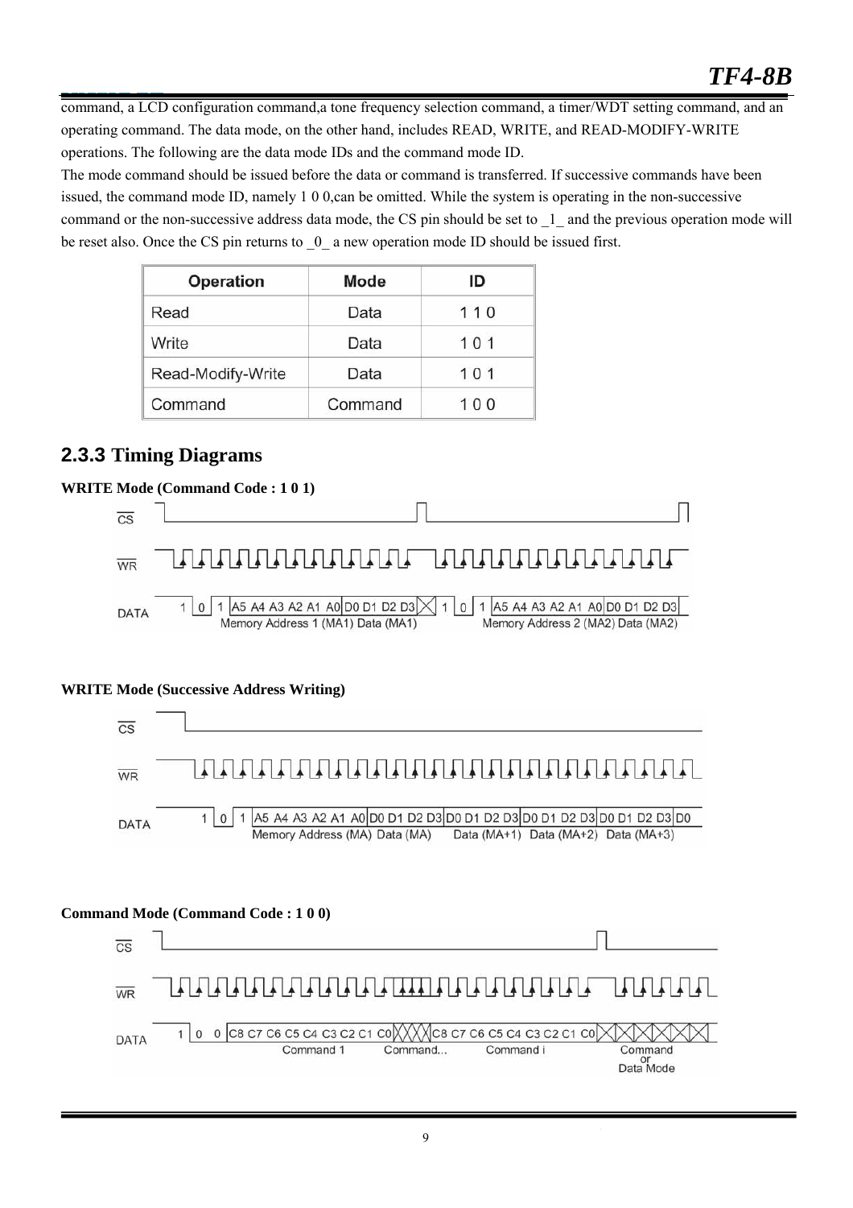command, a LCD configuration command,a tone frequency selection command, a timer/WDT setting command, and an operating command. The data mode, on the other hand, includes READ, WRITE, and READ-MODIFY-WRITE operations. The following are the data mode IDs and the command mode ID.

The mode command should be issued before the data or command is transferred. If successive commands have been issued, the command mode ID, namely 1 0 0,can be omitted. While the system is operating in the non-successive command or the non-successive address data mode, the CS pin should be set to _1_ and the previous operation mode will be reset also. Once the CS pin returns to _0_ a new operation mode ID should be issued first.

| Operation | Mode | ID |
|---|---|---|
| Read | Data | 1 1 0 |
| Write | Data | 1 0 1 |
| Read-Modify-Write | Data | 1 0 1 |
| Command | Command | 1 0 0 |

## 2.3.3 Timing Diagrams

**WRITE Mode (Command Code : 1 0 1)**

CS

WR

DATA 1 0 1 A5 A4 A3 A2 A1 A0 D0 D1 D2 D3 1 0 1 A5 A4 A3 A2 A1 A0 D0 D1 D2 D3

Memory Address 1 (MA1) Data (MA1) Memory Address 2 (MA2) Data (MA2)

**WRITE Mode (Successive Address Writing)**

CS

WR

DATA 1 0 1 A5 A4 A3 A2 A1 A0 D0 D1 D2 D3 D0 D1 D2 D3 D0 D1 D2 D3 D0 D1 D2 D3 D0

Memory Address (MA) Data (MA) Data (MA+1) Data (MA+2) Data (MA+3)

**Command Mode (Command Code : 1 0 0)**

CS

WR

DATA 1 0 0 C8 C7 C6 C5 C4 C3 C2 C1 C0 C8 C7 C6 C5 C4 C3 C2 C1 C0

Command 1 Command... Command i Command or Data Mode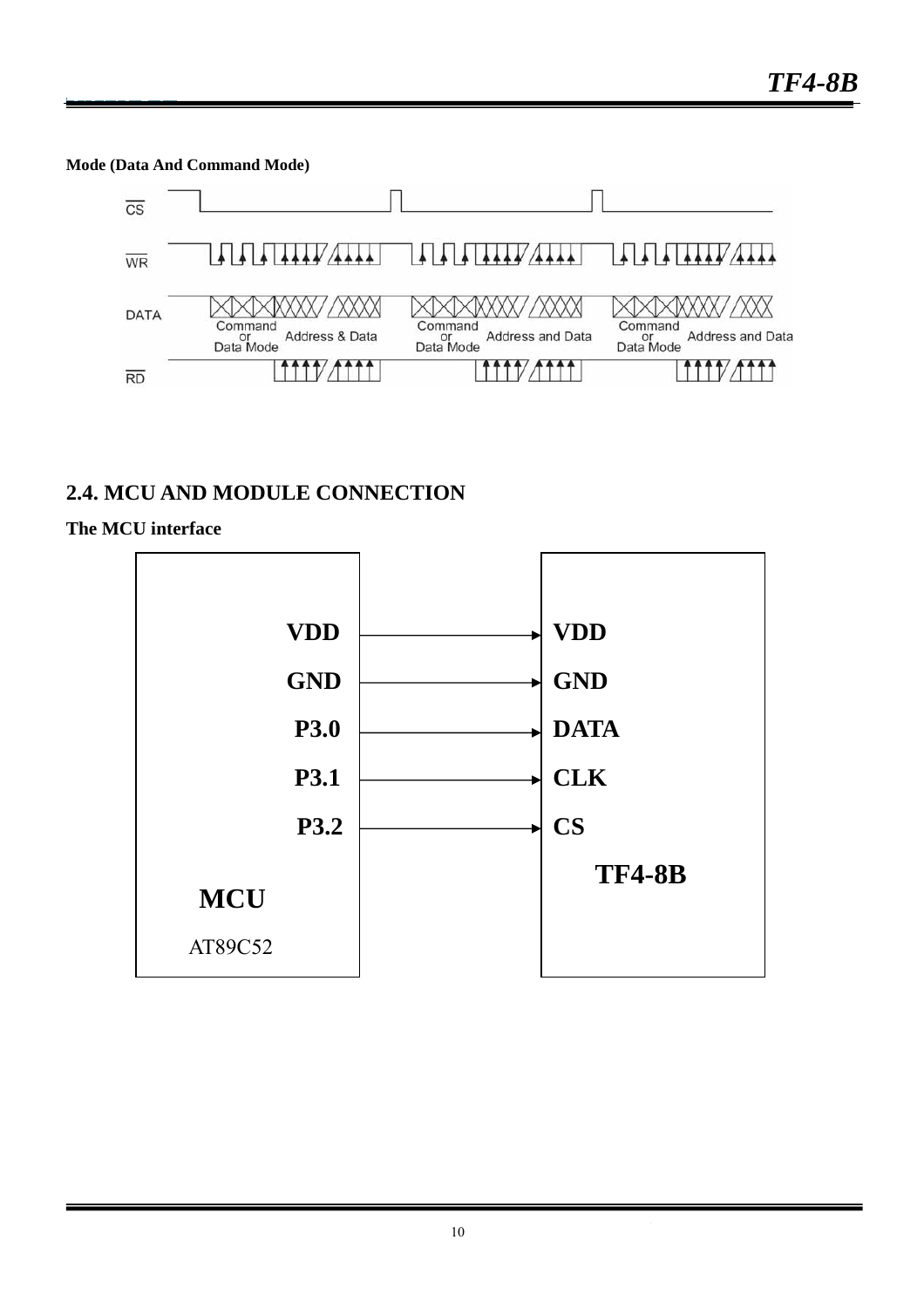**Mode (Data And Command Mode)**

## 2.4. MCU AND MODULE CONNECTION

**The MCU interface**

| MCU (AT89C52) | | TF4-8B |
| --- | --- | --- |
| VDD | → | VDD |
| GND | → | GND |
| P3.0 | → | DATA |
| P3.1 | → | CLK |
| P3.2 | → | CS |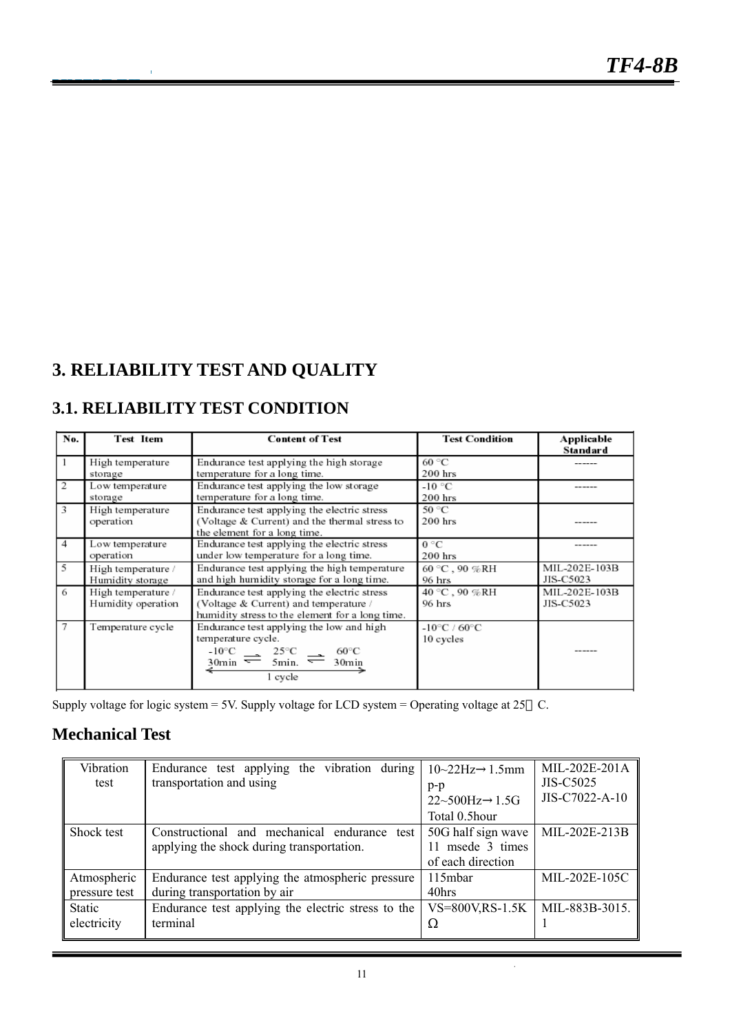## 3. RELIABILITY TEST AND QUALITY

### 3.1. RELIABILITY TEST CONDITION

| No. | Test Item | Content of Test | Test Condition | Applicable Standard |
|---|---|---|---|---|
| 1 | High temperature storage | Endurance test applying the high storage temperature for a long time. | 60 °C<br>200 hrs | ------ |
| 2 | Low temperature storage | Endurance test applying the low storage temperature for a long time. | -10 °C<br>200 hrs | ------ |
| 3 | High temperature operation | Endurance test applying the electric stress (Voltage & Current) and the thermal stress to the element for a long time. | 50 °C<br>200 hrs | ------ |
| 4 | Low temperature operation | Endurance test applying the electric stress under low temperature for a long time. | 0 °C<br>200 hrs | ------ |
| 5 | High temperature / Humidity storage | Endurance test applying the high temperature and high humidity storage for a long time. | 60 °C , 90 %RH<br>96 hrs | MIL-202E-103B<br>JIS-C5023 |
| 6 | High temperature / Humidity operation | Endurance test applying the electric stress (Voltage & Current) and temperature / humidity stress to the element for a long time. | 40 °C , 90 %RH<br>96 hrs | MIL-202E-103B<br>JIS-C5023 |
| 7 | Temperature cycle | Endurance test applying the low and high temperature cycle.<br>-10°C ⇄ 25°C ⇄ 60°C<br>30min 5min. 30min<br>1 cycle | -10°C / 60°C<br>10 cycles | ------ |

Supply voltage for logic system = 5V. Supply voltage for LCD system = Operating voltage at 25°C.

## Mechanical Test

| Vibration test | Endurance test applying the vibration during transportation and using | 10~22Hz→1.5mm p-p<br>22~500Hz→1.5G<br>Total 0.5hour | MIL-202E-201A<br>JIS-C5025<br>JIS-C7022-A-10 |
|---|---|---|---|
| Shock test | Constructional and mechanical endurance test applying the shock during transportation. | 50G half sign wave 11 msede 3 times of each direction | MIL-202E-213B |
| Atmospheric pressure test | Endurance test applying the atmospheric pressure during transportation by air | 115mbar<br>40hrs | MIL-202E-105C |
| Static electricity | Endurance test applying the electric stress to the terminal | VS=800V,RS-1.5KΩ | MIL-883B-3015.1 |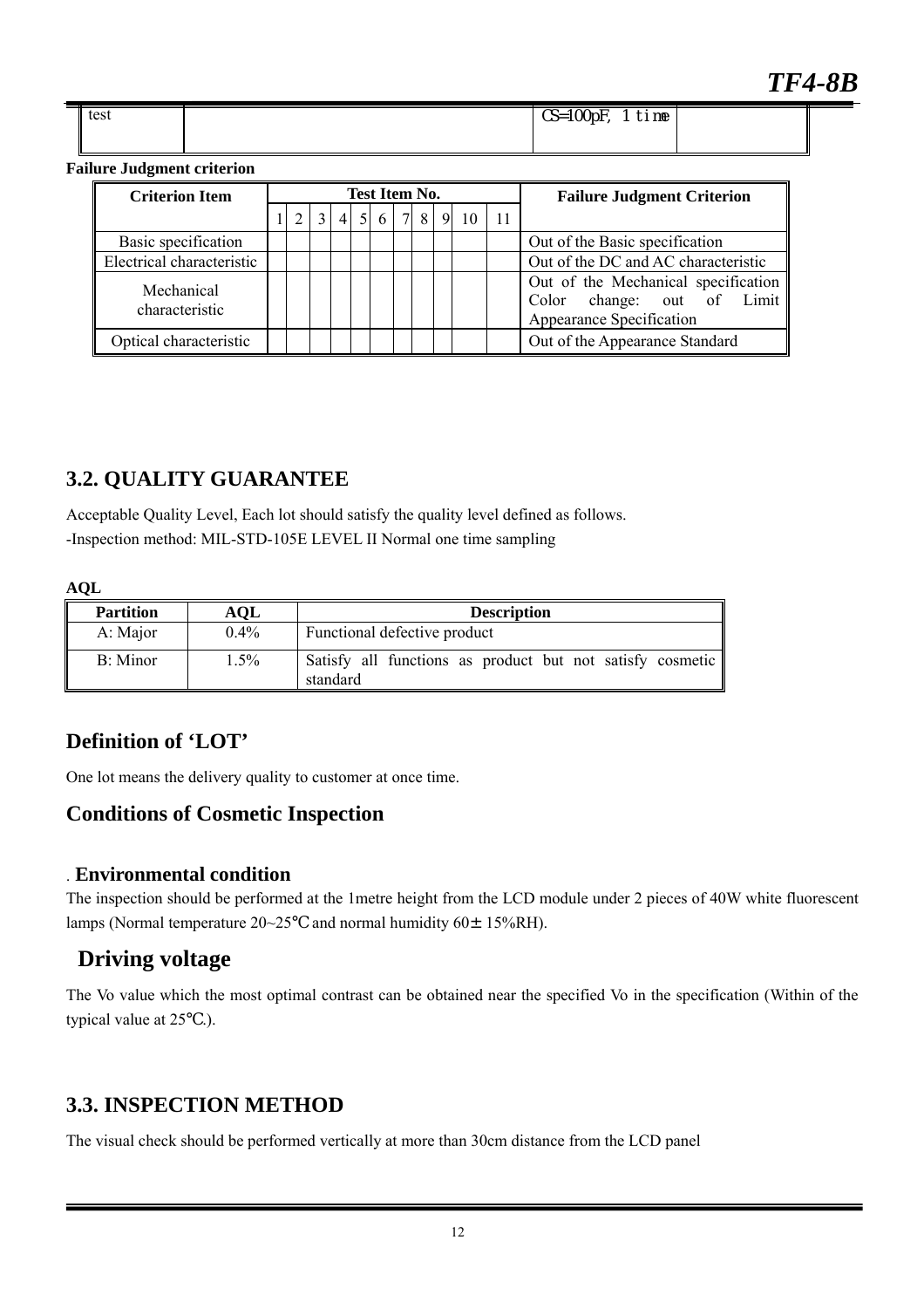| test | | CS=100pF, 1 time | |
|---|---|---|---|

**Failure Judgment criterion**

| Criterion Item | Test Item No. | | | | | | | | | | | Failure Judgment Criterion |
|---|---|---|---|---|---|---|---|---|---|---|---|---|
| | 1 | 2 | 3 | 4 | 5 | 6 | 7 | 8 | 9 | 10 | 11 | |
| Basic specification | | | | | | | | | | | | Out of the Basic specification |
| Electrical characteristic | | | | | | | | | | | | Out of the DC and AC characteristic |
| Mechanical characteristic | | | | | | | | | | | | Out of the Mechanical specification Color change: out of Limit Appearance Specification |
| Optical characteristic | | | | | | | | | | | | Out of the Appearance Standard |

## 3.2. QUALITY GUARANTEE

Acceptable Quality Level, Each lot should satisfy the quality level defined as follows.

-Inspection method: MIL-STD-105E LEVEL II Normal one time sampling

**AQL**

| Partition | AQL | Description |
|---|---|---|
| A: Major | 0.4% | Functional defective product |
| B: Minor | 1.5% | Satisfy all functions as product but not satisfy cosmetic standard |

### Definition of 'LOT'

One lot means the delivery quality to customer at once time.

### Conditions of Cosmetic Inspection

. **Environmental condition**

The inspection should be performed at the 1metre height from the LCD module under 2 pieces of 40W white fluorescent lamps (Normal temperature 20~25℃ and normal humidity 60± 15%RH).

### Driving voltage

The Vo value which the most optimal contrast can be obtained near the specified Vo in the specification (Within of the typical value at 25℃.).

## 3.3. INSPECTION METHOD

The visual check should be performed vertically at more than 30cm distance from the LCD panel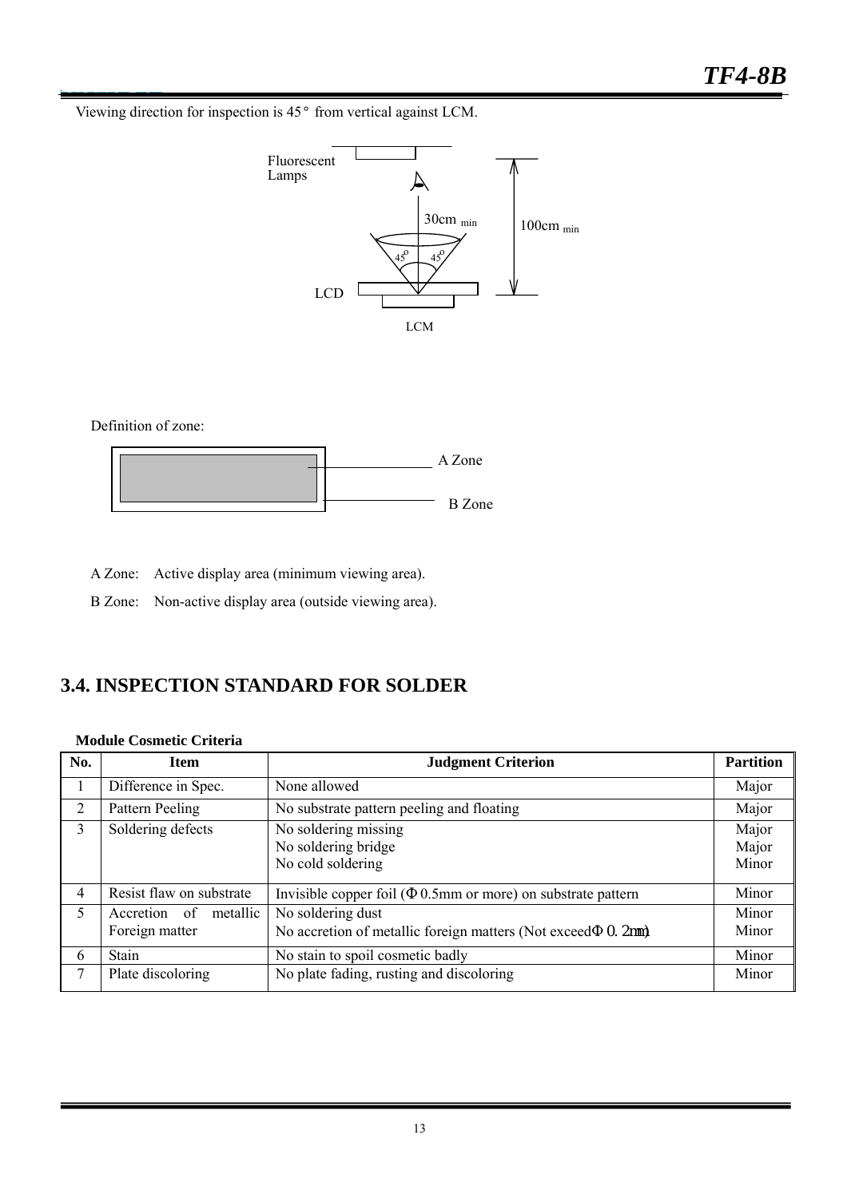Viewing direction for inspection is 45° from vertical against LCM.

Fluorescent Lamps

30cm min

100cm min

45° 45°

LCD

LCM

Definition of zone:

A Zone

B Zone

A Zone: Active display area (minimum viewing area).

B Zone: Non-active display area (outside viewing area).

## 3.4. INSPECTION STANDARD FOR SOLDER

**Module Cosmetic Criteria**

| No. | Item | Judgment Criterion | Partition |
|---|---|---|---|
| 1 | Difference in Spec. | None allowed | Major |
| 2 | Pattern Peeling | No substrate pattern peeling and floating | Major |
| 3 | Soldering defects | No soldering missing<br>No soldering bridge<br>No cold soldering | Major<br>Major<br>Minor |
| 4 | Resist flaw on substrate | Invisible copper foil (Φ0.5mm or more) on substrate pattern | Minor |
| 5 | Accretion of metallic Foreign matter | No soldering dust<br>No accretion of metallic foreign matters (Not exceed Φ0.2mm) | Minor<br>Minor |
| 6 | Stain | No stain to spoil cosmetic badly | Minor |
| 7 | Plate discoloring | No plate fading, rusting and discoloring | Minor |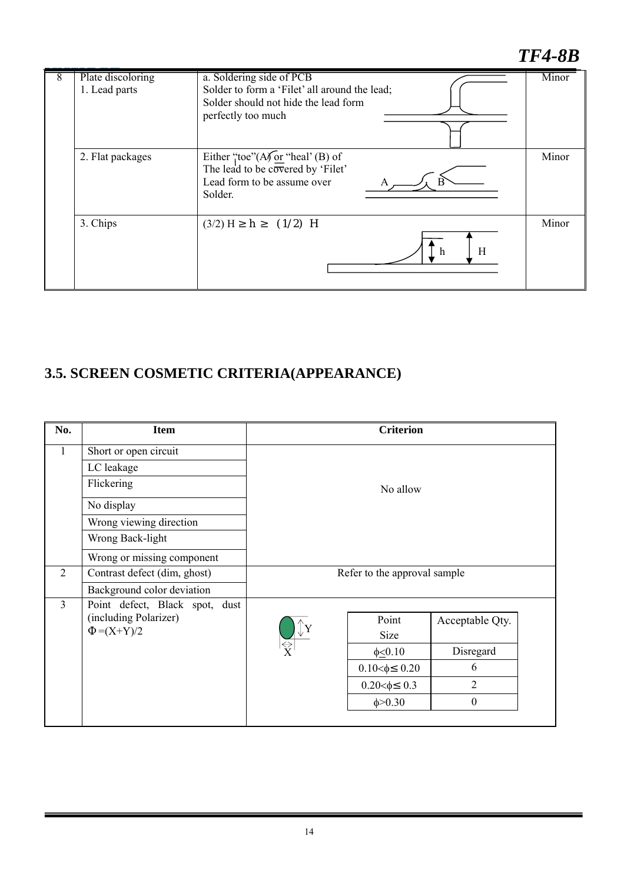| 8 | Plate discoloring<br>1. Lead parts | a. Soldering side of PCB<br>Solder to form a 'Filet' all around the lead;<br>Solder should not hide the lead form perfectly too much | Minor |
|---|---|---|---|
| | 2. Flat packages | Either "toe"(A) or "heal' (B) of<br>The lead to be covered by 'Filet'<br>Lead form to be assume over<br>Solder. | Minor |
| | 3. Chips | $(3/2)\ H \geq h \geq (1/2)\ H$ | Minor |

## 3.5. SCREEN COSMETIC CRITERIA(APPEARANCE)

| No. | Item | Criterion |
|---|---|---|
| 1 | Short or open circuit | No allow |
| | LC leakage | |
| | Flickering | |
| | No display | |
| | Wrong viewing direction | |
| | Wrong Back-light | |
| | Wrong or missing component | |
| 2 | Contrast defect (dim, ghost) | Refer to the approval sample |
| | Background color deviation | |
| 3 | Point defect, Black spot, dust (including Polarizer)<br>$\Phi=(X+Y)/2$ | See table below |

| Point Size | Acceptable Qty. |
|---|---|
| $\phi \leq 0.10$ | Disregard |
| $0.10<\phi \leq 0.20$ | 6 |
| $0.20<\phi \leq 0.3$ | 2 |
| $\phi>0.30$ | 0 |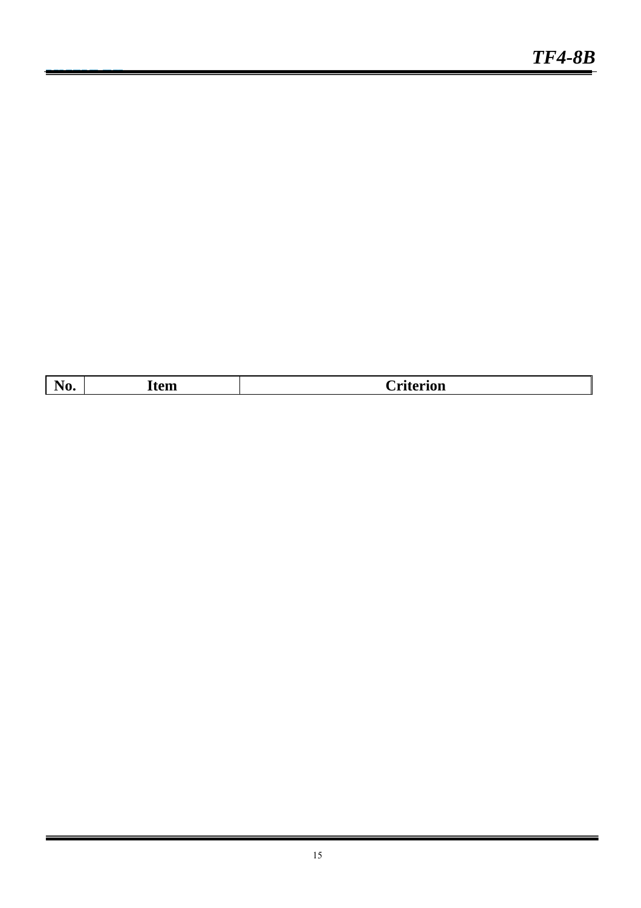| No. | Item | Criterion |
|---|---|---|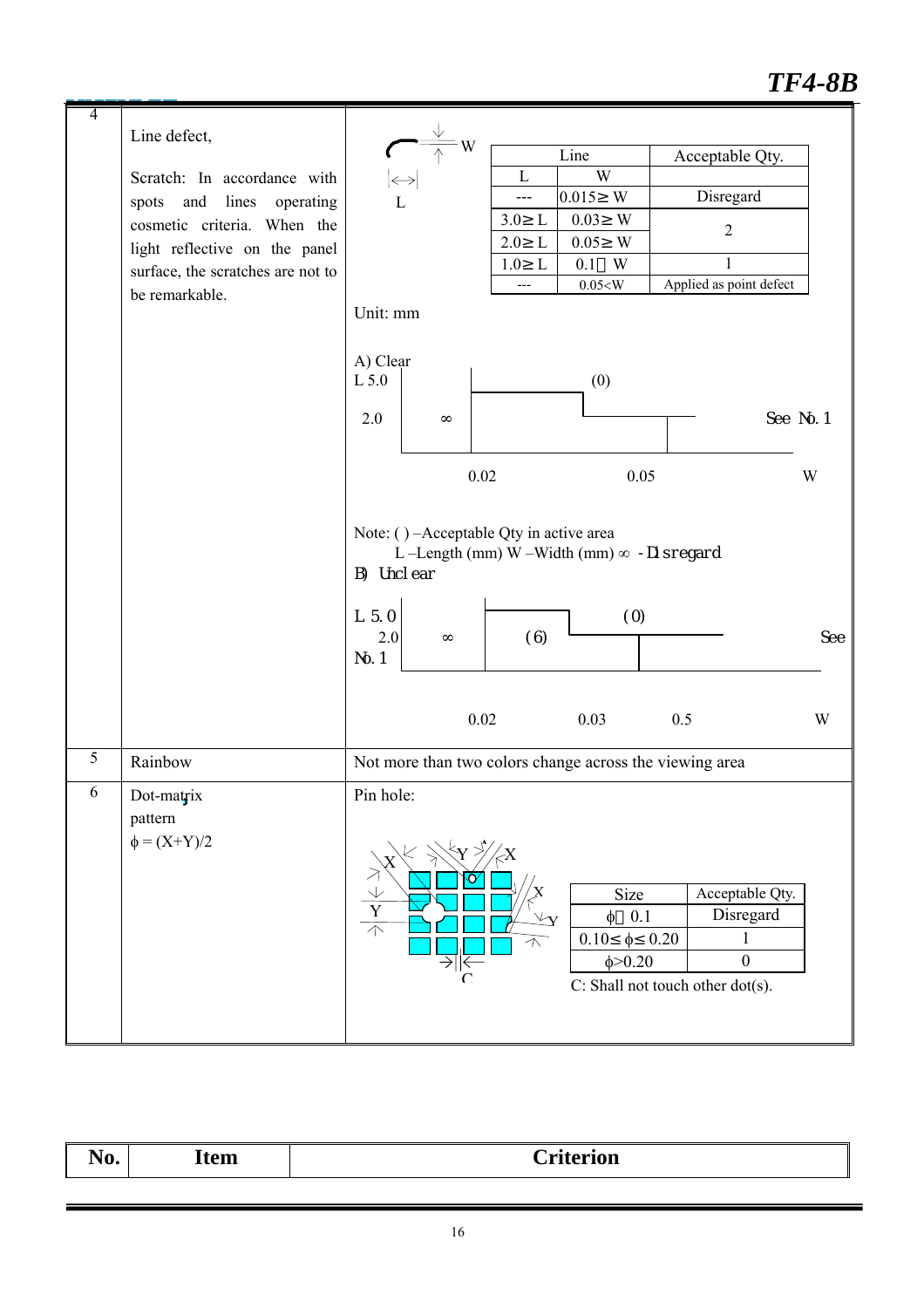| No. | Item | Criterion |
|---|---|---|
| 4 | Line defect,<br><br>Scratch: In accordance with spots and lines operating cosmetic criteria. When the light reflective on the panel surface, the scratches are not to be remarkable. | W / L<br><br>Line L / W / Acceptable Qty.:<br>--- / 0.015≥ W / Disregard<br>3.0≥ L / 0.03≥ W / 2<br>2.0≥ L / 0.05≥ W / 2<br>1.0≥ L / 0.1≥ W / 1<br>--- / 0.05<W / Applied as point defect<br><br>Unit: mm<br><br>A) Clear<br>L 5.0 (0)<br>2.0 ∞ See No.1<br>0.02 0.05 W<br><br>Note: ( ) –Acceptable Qty in active area<br>L –Length (mm) W –Width (mm) ∞ - Disregard<br>B) Unclear<br>L 5.0 (0)<br>2.0 ∞ (6) See No.1<br>0.02 0.03 0.5 W |
| 5 | Rainbow | Not more than two colors change across the viewing area |
| 6 | Dot-matrix pattern<br>ϕ = (X+Y)/2 | Pin hole:<br><br>X Y X Y C<br><br>Size / Acceptable Qty.:<br>ϕ< 0.1 / Disregard<br>0.10≤ ϕ≤ 0.20 / 1<br>ϕ>0.20 / 0<br><br>C: Shall not touch other dot(s). |

| No. | Item | Criterion |
|---|---|---|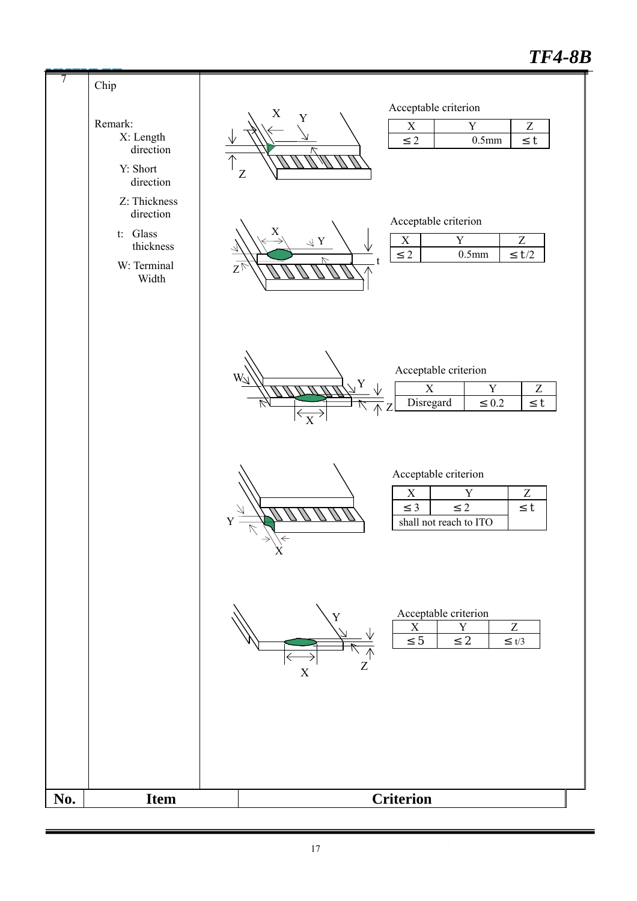| No. | Item | Criterion |
|---|---|---|
| 7 | Chip<br><br>Remark:<br>X: Length direction<br>Y: Short direction<br>Z: Thickness direction<br>t: Glass thickness<br>W: Terminal Width | |

Acceptable criterion

| X | Y | Z |
|---|---|---|
| ≤2 | 0.5mm | ≤t |

Acceptable criterion

| X | Y | Z |
|---|---|---|
| ≤2 | 0.5mm | ≤t/2 |

Acceptable criterion

| X | Y | Z |
|---|---|---|
| Disregard | ≤0.2 | ≤t |

Acceptable criterion

| X | Y | Z |
|---|---|---|
| ≤3 | ≤2 | ≤t |
| shall not reach to ITO | | |

Acceptable criterion

| X | Y | Z |
|---|---|---|
| ≤5 | ≤2 | ≤t/3 |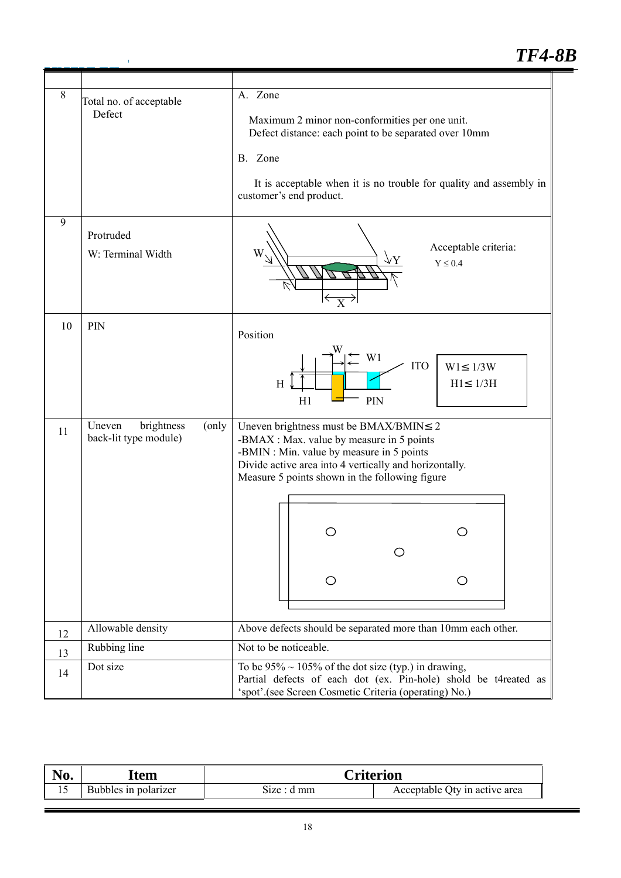| | | |
|---|---|---|
| 8 | Total no. of acceptable Defect | A. Zone<br><br>Maximum 2 minor non-conformities per one unit.<br>Defect distance: each point to be separated over 10mm<br><br>B. Zone<br><br>It is acceptable when it is no trouble for quality and assembly in customer's end product. |
| 9 | Protruded<br><br>W: Terminal Width | W, Y, X<br><br>Acceptable criteria:<br>$Y \leq 0.4$ |
| 10 | PIN | Position<br><br>W, W1, H, H1, ITO, PIN<br><br>$W1 \leq 1/3W$<br>$H1 \leq 1/3H$ |
| 11 | Uneven brightness (only back-lit type module) | Uneven brightness must be $BMAX/BMIN \leq 2$<br>-BMAX : Max. value by measure in 5 points<br>-BMIN : Min. value by measure in 5 points<br>Divide active area into 4 vertically and horizontally.<br>Measure 5 points shown in the following figure |
| 12 | Allowable density | Above defects should be separated more than 10mm each other. |
| 13 | Rubbing line | Not to be noticeable. |
| 14 | Dot size | To be 95% ~ 105% of the dot size (typ.) in drawing,<br>Partial defects of each dot (ex. Pin-hole) shold be t4reated as 'spot'.(see Screen Cosmetic Criteria (operating) No.) |

| **No.** | **Item** | **Criterion** | |
|---|---|---|---|
| 15 | Bubbles in polarizer | Size : d mm | Acceptable Qty in active area |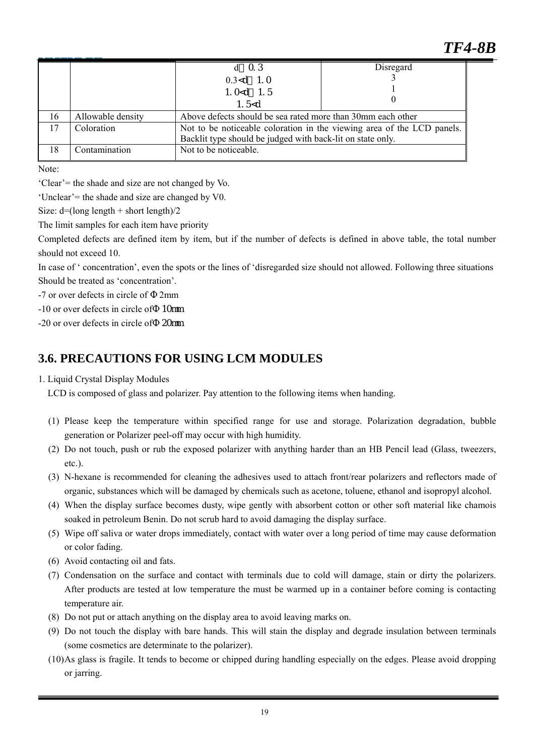| | | | |
|---|---|---|---|
| | | d≦0.3<br>0.3<d≦1.0<br>1.0<d≦1.5<br>1.5<d | Disregard<br>3<br>1<br>0 |
| 16 | Allowable density | Above defects should be sea rated more than 30mm each other | |
| 17 | Coloration | Not to be noticeable coloration in the viewing area of the LCD panels. Backlit type should be judged with back-lit on state only. | |
| 18 | Contamination | Not to be noticeable. | |

Note:

'Clear'= the shade and size are not changed by Vo.

'Unclear'= the shade and size are changed by V0.

Size: d=(long length + short length)/2

The limit samples for each item have priority

Completed defects are defined item by item, but if the number of defects is defined in above table, the total number should not exceed 10.

In case of ' concentration', even the spots or the lines of 'disregarded size should not allowed. Following three situations Should be treated as 'concentration'.

-7 or over defects in circle of Φ2mm

-10 or over defects in circle ofΦ10mm

-20 or over defects in circle ofΦ20mm

## 3.6. PRECAUTIONS FOR USING LCM MODULES

1. Liquid Crystal Display Modules

LCD is composed of glass and polarizer. Pay attention to the following items when handing.

(1) Please keep the temperature within specified range for use and storage. Polarization degradation, bubble generation or Polarizer peel-off may occur with high humidity.

(2) Do not touch, push or rub the exposed polarizer with anything harder than an HB Pencil lead (Glass, tweezers, etc.).

(3) N-hexane is recommended for cleaning the adhesives used to attach front/rear polarizers and reflectors made of organic, substances which will be damaged by chemicals such as acetone, toluene, ethanol and isopropyl alcohol.

(4) When the display surface becomes dusty, wipe gently with absorbent cotton or other soft material like chamois soaked in petroleum Benin. Do not scrub hard to avoid damaging the display surface.

(5) Wipe off saliva or water drops immediately, contact with water over a long period of time may cause deformation or color fading.

(6) Avoid contacting oil and fats.

(7) Condensation on the surface and contact with terminals due to cold will damage, stain or dirty the polarizers. After products are tested at low temperature the must be warmed up in a container before coming is contacting temperature air.

(8) Do not put or attach anything on the display area to avoid leaving marks on.

(9) Do not touch the display with bare hands. This will stain the display and degrade insulation between terminals (some cosmetics are determinate to the polarizer).

(10)As glass is fragile. It tends to become or chipped during handling especially on the edges. Please avoid dropping or jarring.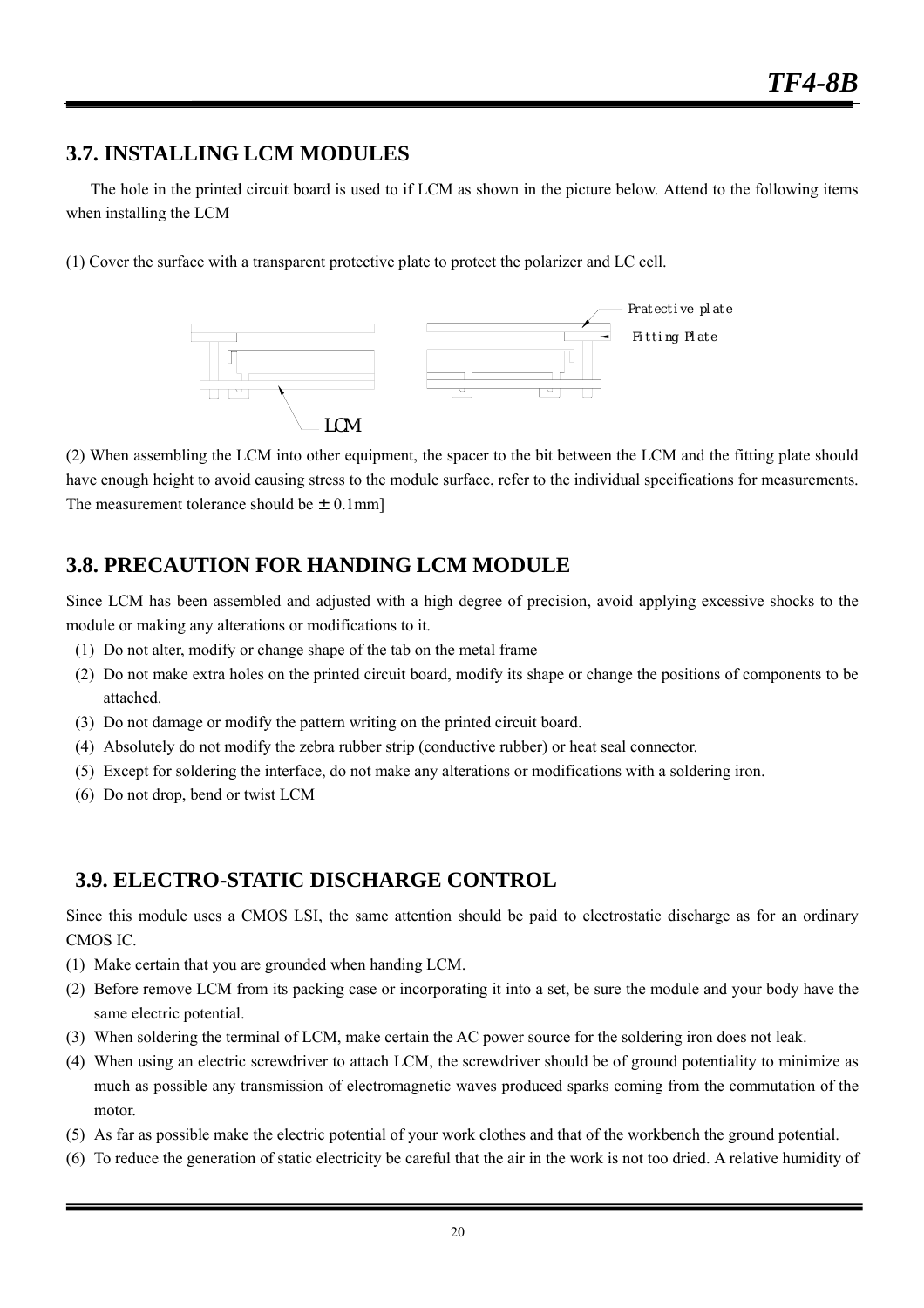## 3.7. INSTALLING LCM MODULES

The hole in the printed circuit board is used to if LCM as shown in the picture below. Attend to the following items when installing the LCM

(1) Cover the surface with a transparent protective plate to protect the polarizer and LC cell.

Pratective plate

Fitting Plate

LCM

(2) When assembling the LCM into other equipment, the spacer to the bit between the LCM and the fitting plate should have enough height to avoid causing stress to the module surface, refer to the individual specifications for measurements. The measurement tolerance should be ± 0.1mm]

## 3.8. PRECAUTION FOR HANDING LCM MODULE

Since LCM has been assembled and adjusted with a high degree of precision, avoid applying excessive shocks to the module or making any alterations or modifications to it.

(1) Do not alter, modify or change shape of the tab on the metal frame
(2) Do not make extra holes on the printed circuit board, modify its shape or change the positions of components to be attached.
(3) Do not damage or modify the pattern writing on the printed circuit board.
(4) Absolutely do not modify the zebra rubber strip (conductive rubber) or heat seal connector.
(5) Except for soldering the interface, do not make any alterations or modifications with a soldering iron.
(6) Do not drop, bend or twist LCM

## 3.9. ELECTRO-STATIC DISCHARGE CONTROL

Since this module uses a CMOS LSI, the same attention should be paid to electrostatic discharge as for an ordinary CMOS IC.

(1) Make certain that you are grounded when handing LCM.
(2) Before remove LCM from its packing case or incorporating it into a set, be sure the module and your body have the same electric potential.
(3) When soldering the terminal of LCM, make certain the AC power source for the soldering iron does not leak.
(4) When using an electric screwdriver to attach LCM, the screwdriver should be of ground potentiality to minimize as much as possible any transmission of electromagnetic waves produced sparks coming from the commutation of the motor.
(5) As far as possible make the electric potential of your work clothes and that of the workbench the ground potential.
(6) To reduce the generation of static electricity be careful that the air in the work is not too dried. A relative humidity of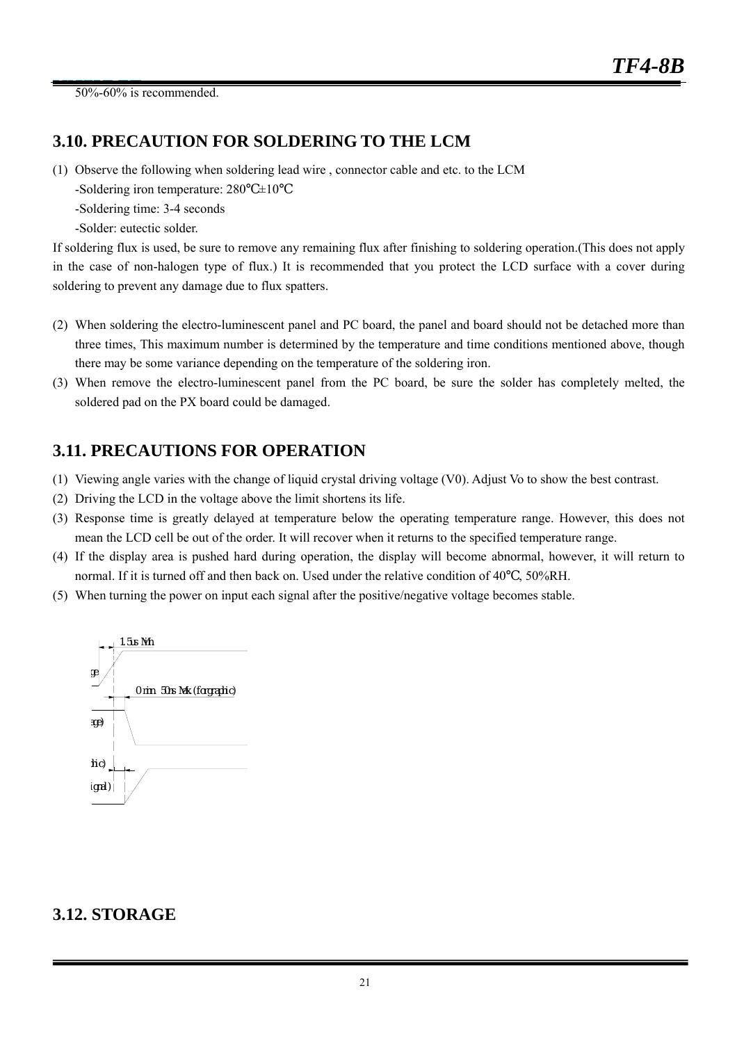50%-60% is recommended.

## 3.10. PRECAUTION FOR SOLDERING TO THE LCM

(1) Observe the following when soldering lead wire , connector cable and etc. to the LCM

-Soldering iron temperature: 280℃±10℃

-Soldering time: 3-4 seconds

-Solder: eutectic solder.

If soldering flux is used, be sure to remove any remaining flux after finishing to soldering operation.(This does not apply in the case of non-halogen type of flux.) It is recommended that you protect the LCD surface with a cover during soldering to prevent any damage due to flux spatters.

(2) When soldering the electro-luminescent panel and PC board, the panel and board should not be detached more than three times, This maximum number is determined by the temperature and time conditions mentioned above, though there may be some variance depending on the temperature of the soldering iron.

(3) When remove the electro-luminescent panel from the PC board, be sure the solder has completely melted, the soldered pad on the PX board could be damaged.

## 3.11. PRECAUTIONS FOR OPERATION

(1) Viewing angle varies with the change of liquid crystal driving voltage (V0). Adjust Vo to show the best contrast.

(2) Driving the LCD in the voltage above the limit shortens its life.

(3) Response time is greatly delayed at temperature below the operating temperature range. However, this does not mean the LCD cell be out of the order. It will recover when it returns to the specified temperature range.

(4) If the display area is pushed hard during operation, the display will become abnormal, however, it will return to normal. If it is turned off and then back on. Used under the relative condition of 40℃, 50%RH.

(5) When turning the power on input each signal after the positive/negative voltage becomes stable.

1.5us Min

ge

0 min. 50ns Max (for graphic)

age)

hic)

ignal)

## 3.12. STORAGE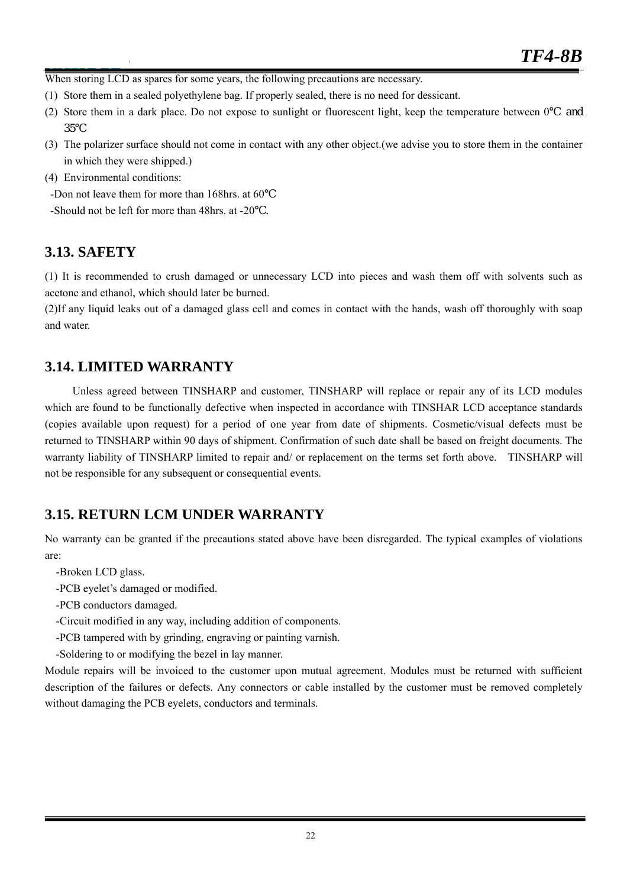When storing LCD as spares for some years, the following precautions are necessary.

(1) Store them in a sealed polyethylene bag. If properly sealed, there is no need for dessicant.
(2) Store them in a dark place. Do not expose to sunlight or fluorescent light, keep the temperature between 0℃ and 35℃
(3) The polarizer surface should not come in contact with any other object.(we advise you to store them in the container in which they were shipped.)
(4) Environmental conditions:

-Don not leave them for more than 168hrs. at 60℃

-Should not be left for more than 48hrs. at -20℃.

## 3.13. SAFETY

(1) It is recommended to crush damaged or unnecessary LCD into pieces and wash them off with solvents such as acetone and ethanol, which should later be burned.

(2)If any liquid leaks out of a damaged glass cell and comes in contact with the hands, wash off thoroughly with soap and water.

## 3.14. LIMITED WARRANTY

Unless agreed between TINSHARP and customer, TINSHARP will replace or repair any of its LCD modules which are found to be functionally defective when inspected in accordance with TINSHAR LCD acceptance standards (copies available upon request) for a period of one year from date of shipments. Cosmetic/visual defects must be returned to TINSHARP within 90 days of shipment. Confirmation of such date shall be based on freight documents. The warranty liability of TINSHARP limited to repair and/ or replacement on the terms set forth above. TINSHARP will not be responsible for any subsequent or consequential events.

## 3.15. RETURN LCM UNDER WARRANTY

No warranty can be granted if the precautions stated above have been disregarded. The typical examples of violations are:

-Broken LCD glass.

-PCB eyelet's damaged or modified.

-PCB conductors damaged.

-Circuit modified in any way, including addition of components.

-PCB tampered with by grinding, engraving or painting varnish.

-Soldering to or modifying the bezel in lay manner.

Module repairs will be invoiced to the customer upon mutual agreement. Modules must be returned with sufficient description of the failures or defects. Any connectors or cable installed by the customer must be removed completely without damaging the PCB eyelets, conductors and terminals.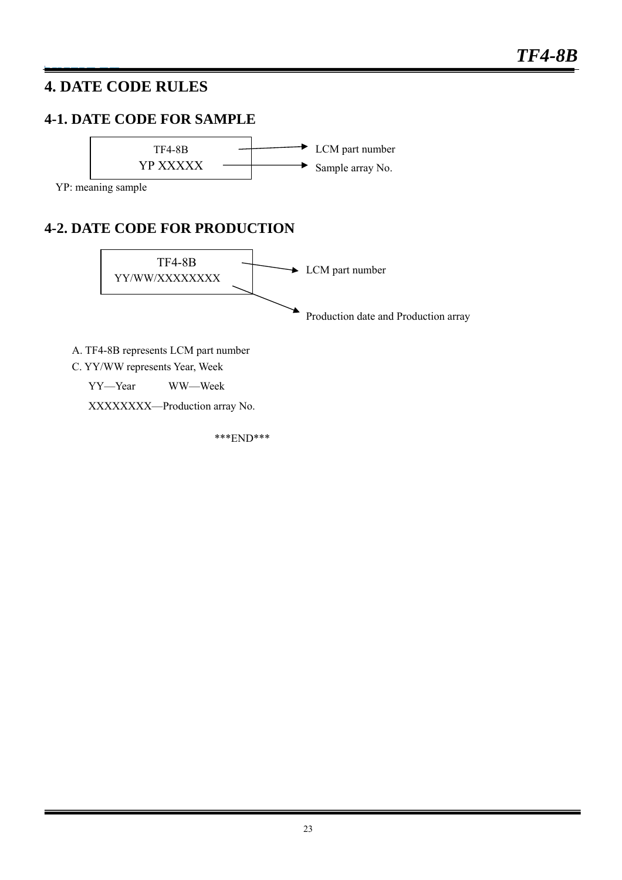# 4. DATE CODE RULES

## 4-1. DATE CODE FOR SAMPLE

TF4-8B → LCM part number

YP XXXXX → Sample array No.

YP: meaning sample

## 4-2. DATE CODE FOR PRODUCTION

TF4-8B → LCM part number

YY/WW/XXXXXXXX → Production date and Production array

A. TF4-8B represents LCM part number

C. YY/WW represents Year, Week

YY—Year WW—Week

XXXXXXXX—Production array No.

\*\*\*END\*\*\*